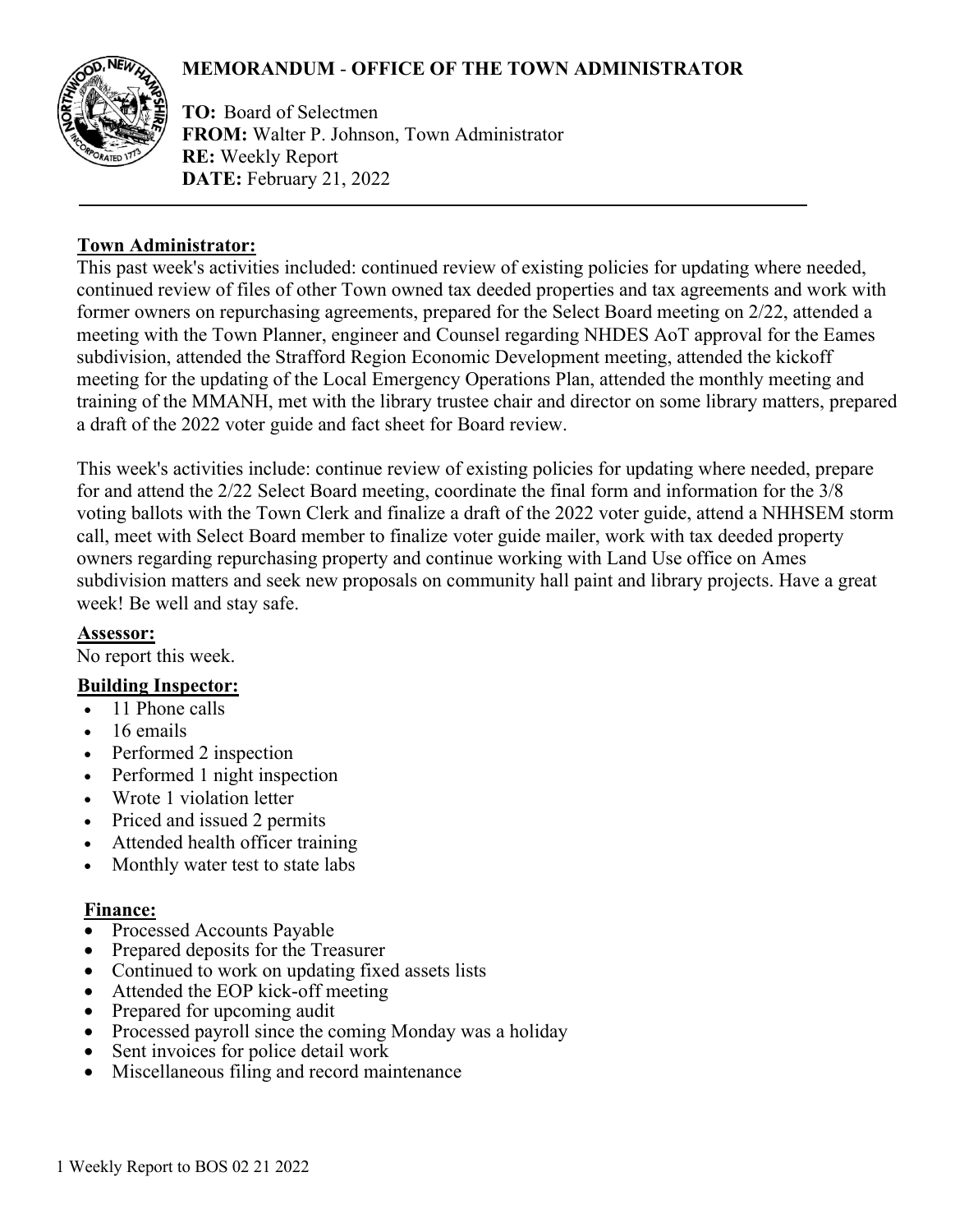# MEMORANDUM - OFFICE OF THE TOWN ADMINISTRATOR

**TO:** Board of Selectmen
**FROM:** Walter P. Johnson, Town Administrator
**RE:** Weekly Report
**DATE:** February 21, 2022

---

**Town Administrator:**

This past week's activities included: continued review of existing policies for updating where needed, continued review of files of other Town owned tax deeded properties and tax agreements and work with former owners on repurchasing agreements, prepared for the Select Board meeting on 2/22, attended a meeting with the Town Planner, engineer and Counsel regarding NHDES AoT approval for the Eames subdivision, attended the Strafford Region Economic Development meeting, attended the kickoff meeting for the updating of the Local Emergency Operations Plan, attended the monthly meeting and training of the MMANH, met with the library trustee chair and director on some library matters, prepared a draft of the 2022 voter guide and fact sheet for Board review.

This week's activities include: continue review of existing policies for updating where needed, prepare for and attend the 2/22 Select Board meeting, coordinate the final form and information for the 3/8 voting ballots with the Town Clerk and finalize a draft of the 2022 voter guide, attend a NHHSEM storm call, meet with Select Board member to finalize voter guide mailer, work with tax deeded property owners regarding repurchasing property and continue working with Land Use office on Ames subdivision matters and seek new proposals on community hall paint and library projects. Have a great week! Be well and stay safe.

**Assessor:**

No report this week.

**Building Inspector:**

- 11 Phone calls
- 16 emails
- Performed 2 inspection
- Performed 1 night inspection
- Wrote 1 violation letter
- Priced and issued 2 permits
- Attended health officer training
- Monthly water test to state labs

**Finance:**

- Processed Accounts Payable
- Prepared deposits for the Treasurer
- Continued to work on updating fixed assets lists
- Attended the EOP kick-off meeting
- Prepared for upcoming audit
- Processed payroll since the coming Monday was a holiday
- Sent invoices for police detail work
- Miscellaneous filing and record maintenance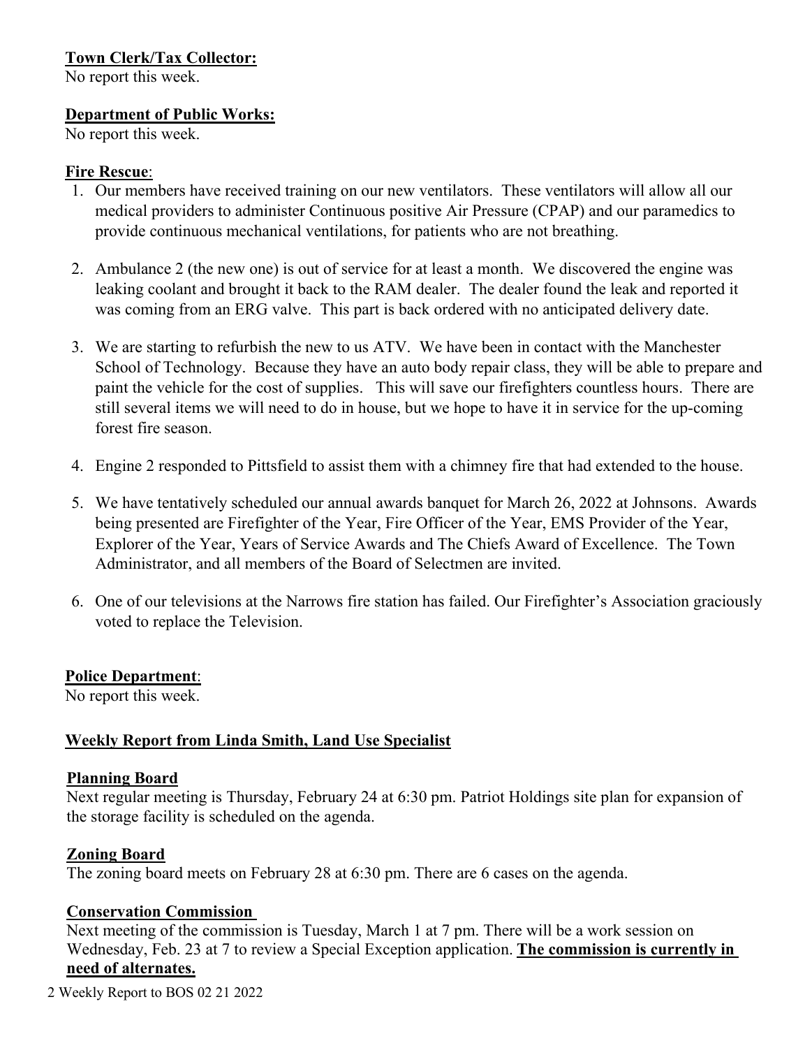**Town Clerk/Tax Collector:**
No report this week.

**Department of Public Works:**
No report this week.

**Fire Rescue**:

1. Our members have received training on our new ventilators. These ventilators will allow all our medical providers to administer Continuous positive Air Pressure (CPAP) and our paramedics to provide continuous mechanical ventilations, for patients who are not breathing.

2. Ambulance 2 (the new one) is out of service for at least a month. We discovered the engine was leaking coolant and brought it back to the RAM dealer. The dealer found the leak and reported it was coming from an ERG valve. This part is back ordered with no anticipated delivery date.

3. We are starting to refurbish the new to us ATV. We have been in contact with the Manchester School of Technology. Because they have an auto body repair class, they will be able to prepare and paint the vehicle for the cost of supplies. This will save our firefighters countless hours. There are still several items we will need to do in house, but we hope to have it in service for the up-coming forest fire season.

4. Engine 2 responded to Pittsfield to assist them with a chimney fire that had extended to the house.

5. We have tentatively scheduled our annual awards banquet for March 26, 2022 at Johnsons. Awards being presented are Firefighter of the Year, Fire Officer of the Year, EMS Provider of the Year, Explorer of the Year, Years of Service Awards and The Chiefs Award of Excellence. The Town Administrator, and all members of the Board of Selectmen are invited.

6. One of our televisions at the Narrows fire station has failed. Our Firefighter's Association graciously voted to replace the Television.

**Police Department**:
No report this week.

**Weekly Report from Linda Smith, Land Use Specialist**

**Planning Board**
Next regular meeting is Thursday, February 24 at 6:30 pm. Patriot Holdings site plan for expansion of the storage facility is scheduled on the agenda.

**Zoning Board**
The zoning board meets on February 28 at 6:30 pm. There are 6 cases on the agenda.

**Conservation Commission**
Next meeting of the commission is Tuesday, March 1 at 7 pm. There will be a work session on Wednesday, Feb. 23 at 7 to review a Special Exception application. **The commission is currently in need of alternates.**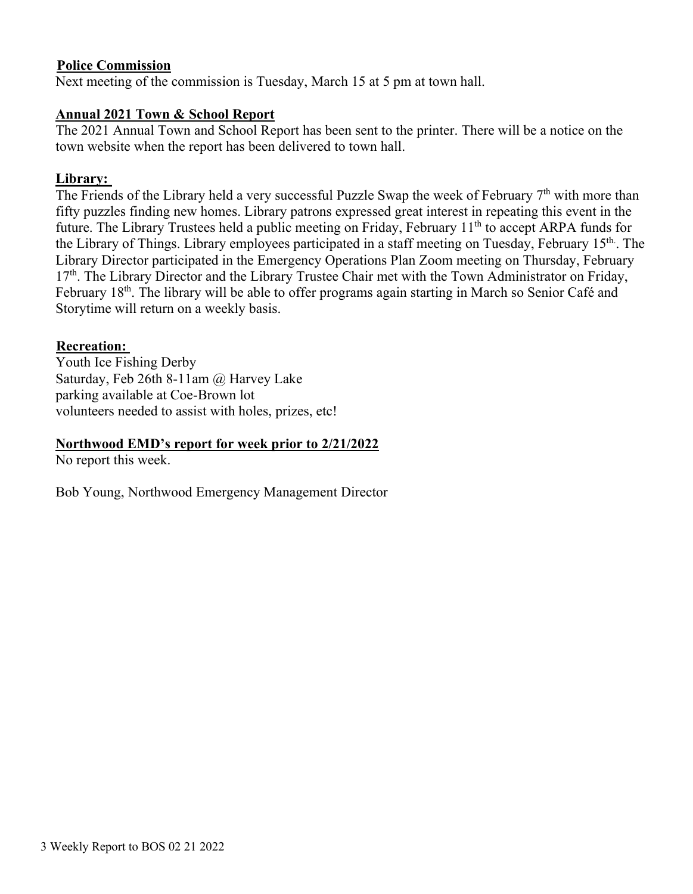**Police Commission**

Next meeting of the commission is Tuesday, March 15 at 5 pm at town hall.

**Annual 2021 Town & School Report**

The 2021 Annual Town and School Report has been sent to the printer. There will be a notice on the town website when the report has been delivered to town hall.

**Library:**

The Friends of the Library held a very successful Puzzle Swap the week of February 7th with more than fifty puzzles finding new homes. Library patrons expressed great interest in repeating this event in the future. The Library Trustees held a public meeting on Friday, February 11th to accept ARPA funds for the Library of Things. Library employees participated in a staff meeting on Tuesday, February 15th. The Library Director participated in the Emergency Operations Plan Zoom meeting on Thursday, February 17th. The Library Director and the Library Trustee Chair met with the Town Administrator on Friday, February 18th. The library will be able to offer programs again starting in March so Senior Café and Storytime will return on a weekly basis.

**Recreation:**

Youth Ice Fishing Derby
Saturday, Feb 26th 8-11am @ Harvey Lake
parking available at Coe-Brown lot
volunteers needed to assist with holes, prizes, etc!

**Northwood EMD's report for week prior to 2/21/2022**

No report this week.

Bob Young, Northwood Emergency Management Director